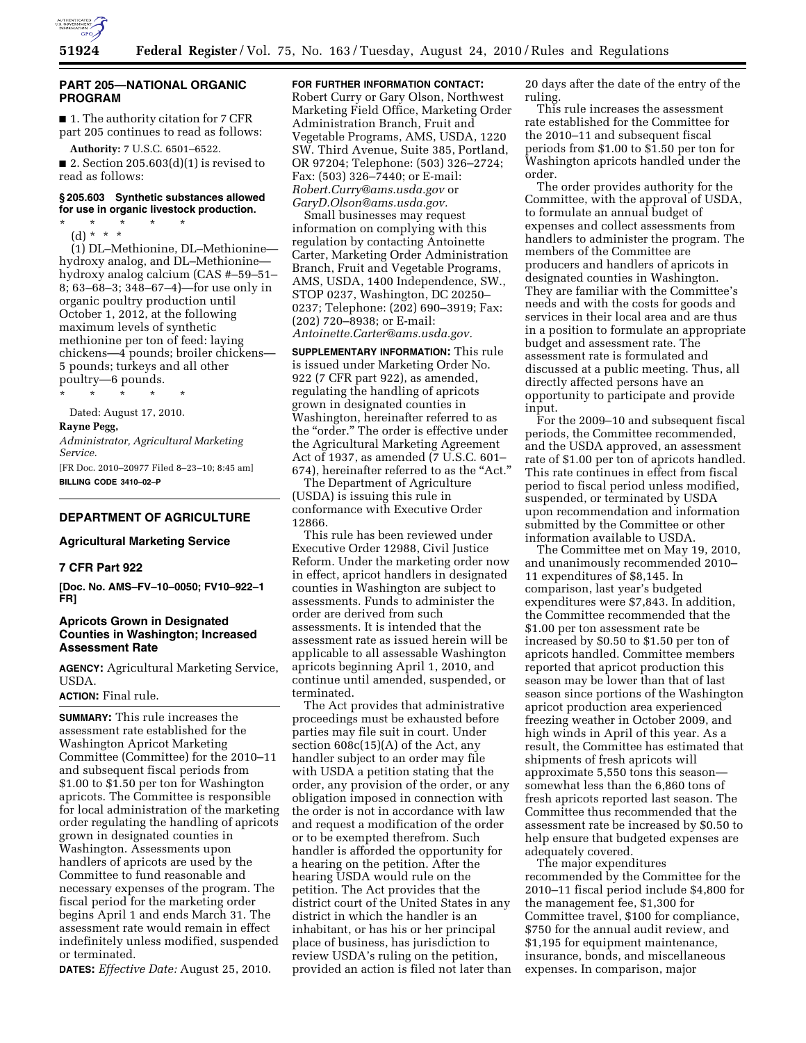## PART 205—NATIONAL ORGANIC PROGRAM

■ 1. The authority citation for 7 CFR part 205 continues to read as follows:

**Authority:** 7 U.S.C. 6501–6522.

■ 2. Section 205.603(d)(1) is revised to read as follows:

### § 205.603 Synthetic substances allowed for use in organic livestock production.

\* \* \* \* \*

(d) \* \* \*

(1) DL–Methionine, DL–Methionine—hydroxy analog, and DL–Methionine—hydroxy analog calcium (CAS #–59–51–8; 63–68–3; 348–67–4)—for use only in organic poultry production until October 1, 2012, at the following maximum levels of synthetic methionine per ton of feed: laying chickens—4 pounds; broiler chickens—5 pounds; turkeys and all other poultry—6 pounds.

\* \* \* \* \*

Dated: August 17, 2010.

**Rayne Pegg,**

*Administrator, Agricultural Marketing Service.*

[FR Doc. 2010–20977 Filed 8–23–10; 8:45 am]

**BILLING CODE 3410–02–P**

---

## DEPARTMENT OF AGRICULTURE

### Agricultural Marketing Service

### 7 CFR Part 922

**[Doc. No. AMS–FV–10–0050; FV10–922–1 FR]**

### Apricots Grown in Designated Counties in Washington; Increased Assessment Rate

**AGENCY:** Agricultural Marketing Service, USDA.

**ACTION:** Final rule.

**SUMMARY:** This rule increases the assessment rate established for the Washington Apricot Marketing Committee (Committee) for the 2010–11 and subsequent fiscal periods from $1.00 to $1.50 per ton for Washington apricots. The Committee is responsible for local administration of the marketing order regulating the handling of apricots grown in designated counties in Washington. Assessments upon handlers of apricots are used by the Committee to fund reasonable and necessary expenses of the program. The fiscal period for the marketing order begins April 1 and ends March 31. The assessment rate would remain in effect indefinitely unless modified, suspended or terminated.

**DATES:** *Effective Date:* August 25, 2010.

**FOR FURTHER INFORMATION CONTACT:** Robert Curry or Gary Olson, Northwest Marketing Field Office, Marketing Order Administration Branch, Fruit and Vegetable Programs, AMS, USDA, 1220 SW. Third Avenue, Suite 385, Portland, OR 97204; Telephone: (503) 326–2724; Fax: (503) 326–7440; or E-mail: *Robert.Curry@ams.usda.gov* or *GaryD.Olson@ams.usda.gov.*

Small businesses may request information on complying with this regulation by contacting Antoinette Carter, Marketing Order Administration Branch, Fruit and Vegetable Programs, AMS, USDA, 1400 Independence, SW., STOP 0237, Washington, DC 20250–0237; Telephone: (202) 690–3919; Fax: (202) 720–8938; or E-mail: *Antoinette.Carter@ams.usda.gov.*

**SUPPLEMENTARY INFORMATION:** This rule is issued under Marketing Order No. 922 (7 CFR part 922), as amended, regulating the handling of apricots grown in designated counties in Washington, hereinafter referred to as the "order." The order is effective under the Agricultural Marketing Agreement Act of 1937, as amended (7 U.S.C. 601–674), hereinafter referred to as the "Act."

The Department of Agriculture (USDA) is issuing this rule in conformance with Executive Order 12866.

This rule has been reviewed under Executive Order 12988, Civil Justice Reform. Under the marketing order now in effect, apricot handlers in designated counties in Washington are subject to assessments. Funds to administer the order are derived from such assessments. It is intended that the assessment rate as issued herein will be applicable to all assessable Washington apricots beginning April 1, 2010, and continue until amended, suspended, or terminated.

The Act provides that administrative proceedings must be exhausted before parties may file suit in court. Under section 608c(15)(A) of the Act, any handler subject to an order may file with USDA a petition stating that the order, any provision of the order, or any obligation imposed in connection with the order is not in accordance with law and request a modification of the order or to be exempted therefrom. Such handler is afforded the opportunity for a hearing on the petition. After the hearing USDA would rule on the petition. The Act provides that the district court of the United States in any district in which the handler is an inhabitant, or has his or her principal place of business, has jurisdiction to review USDA's ruling on the petition, provided an action is filed not later than 20 days after the date of the entry of the ruling.

This rule increases the assessment rate established for the Committee for the 2010–11 and subsequent fiscal periods from $1.00 to $1.50 per ton for Washington apricots handled under the order.

The order provides authority for the Committee, with the approval of USDA, to formulate an annual budget of expenses and collect assessments from handlers to administer the program. The members of the Committee are producers and handlers of apricots in designated counties in Washington. They are familiar with the Committee's needs and with the costs for goods and services in their local area and are thus in a position to formulate an appropriate budget and assessment rate. The assessment rate is formulated and discussed at a public meeting. Thus, all directly affected persons have an opportunity to participate and provide input.

For the 2009–10 and subsequent fiscal periods, the Committee recommended, and the USDA approved, an assessment rate of $1.00 per ton of apricots handled. This rate continues in effect from fiscal period to fiscal period unless modified, suspended, or terminated by USDA upon recommendation and information submitted by the Committee or other information available to USDA.

The Committee met on May 19, 2010, and unanimously recommended 2010–11 expenditures of $8,145. In comparison, last year's budgeted expenditures were $7,843. In addition, the Committee recommended that the $1.00 per ton assessment rate be increased by $0.50 to $1.50 per ton of apricots handled. Committee members reported that apricot production this season may be lower than that of last season since portions of the Washington apricot production area experienced freezing weather in October 2009, and high winds in April of this year. As a result, the Committee has estimated that shipments of fresh apricots will approximate 5,550 tons this season—somewhat less than the 6,860 tons of fresh apricots reported last season. The Committee thus recommended that the assessment rate be increased by $0.50 to help ensure that budgeted expenses are adequately covered.

The major expenditures recommended by the Committee for the 2010–11 fiscal period include $4,800 for the management fee, $1,300 for Committee travel, $100 for compliance, $750 for the annual audit review, and $1,195 for equipment maintenance, insurance, bonds, and miscellaneous expenses. In comparison, major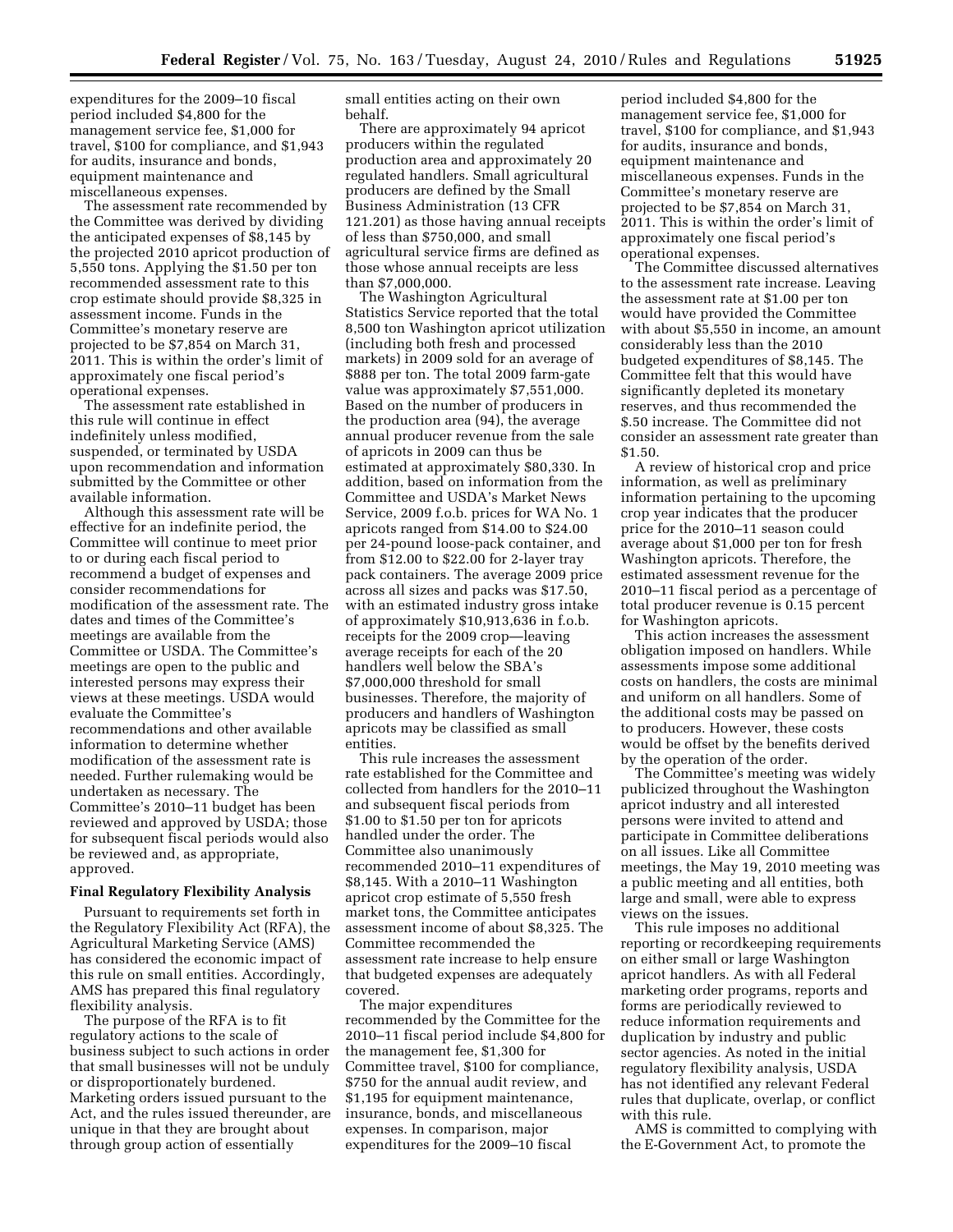expenditures for the 2009–10 fiscal period included $4,800 for the management service fee, $1,000 for travel, $100 for compliance, and $1,943 for audits, insurance and bonds, equipment maintenance and miscellaneous expenses.

The assessment rate recommended by the Committee was derived by dividing the anticipated expenses of $8,145 by the projected 2010 apricot production of 5,550 tons. Applying the $1.50 per ton recommended assessment rate to this crop estimate should provide $8,325 in assessment income. Funds in the Committee's monetary reserve are projected to be $7,854 on March 31, 2011. This is within the order's limit of approximately one fiscal period's operational expenses.

The assessment rate established in this rule will continue in effect indefinitely unless modified, suspended, or terminated by USDA upon recommendation and information submitted by the Committee or other available information.

Although this assessment rate will be effective for an indefinite period, the Committee will continue to meet prior to or during each fiscal period to recommend a budget of expenses and consider recommendations for modification of the assessment rate. The dates and times of the Committee's meetings are available from the Committee or USDA. The Committee's meetings are open to the public and interested persons may express their views at these meetings. USDA would evaluate the Committee's recommendations and other available information to determine whether modification of the assessment rate is needed. Further rulemaking would be undertaken as necessary. The Committee's 2010–11 budget has been reviewed and approved by USDA; those for subsequent fiscal periods would also be reviewed and, as appropriate, approved.

## Final Regulatory Flexibility Analysis

Pursuant to requirements set forth in the Regulatory Flexibility Act (RFA), the Agricultural Marketing Service (AMS) has considered the economic impact of this rule on small entities. Accordingly, AMS has prepared this final regulatory flexibility analysis.

The purpose of the RFA is to fit regulatory actions to the scale of business subject to such actions in order that small businesses will not be unduly or disproportionately burdened. Marketing orders issued pursuant to the Act, and the rules issued thereunder, are unique in that they are brought about through group action of essentially small entities acting on their own behalf.

There are approximately 94 apricot producers within the regulated production area and approximately 20 regulated handlers. Small agricultural producers are defined by the Small Business Administration (13 CFR 121.201) as those having annual receipts of less than $750,000, and small agricultural service firms are defined as those whose annual receipts are less than $7,000,000.

The Washington Agricultural Statistics Service reported that the total 8,500 ton Washington apricot utilization (including both fresh and processed markets) in 2009 sold for an average of $888 per ton. The total 2009 farm-gate value was approximately $7,551,000. Based on the number of producers in the production area (94), the average annual producer revenue from the sale of apricots in 2009 can thus be estimated at approximately $80,330. In addition, based on information from the Committee and USDA's Market News Service, 2009 f.o.b. prices for WA No. 1 apricots ranged from $14.00 to $24.00 per 24-pound loose-pack container, and from $12.00 to $22.00 for 2-layer tray pack containers. The average 2009 price across all sizes and packs was $17.50, with an estimated industry gross intake of approximately $10,913,636 in f.o.b. receipts for the 2009 crop—leaving average receipts for each of the 20 handlers well below the SBA's $7,000,000 threshold for small businesses. Therefore, the majority of producers and handlers of Washington apricots may be classified as small entities.

This rule increases the assessment rate established for the Committee and collected from handlers for the 2010–11 and subsequent fiscal periods from $1.00 to $1.50 per ton for apricots handled under the order. The Committee also unanimously recommended 2010–11 expenditures of $8,145. With a 2010–11 Washington apricot crop estimate of 5,550 fresh market tons, the Committee anticipates assessment income of about $8,325. The Committee recommended the assessment rate increase to help ensure that budgeted expenses are adequately covered.

The major expenditures recommended by the Committee for the 2010–11 fiscal period include $4,800 for the management fee, $1,300 for Committee travel, $100 for compliance, $750 for the annual audit review, and $1,195 for equipment maintenance, insurance, bonds, and miscellaneous expenses. In comparison, major expenditures for the 2009–10 fiscal period included $4,800 for the management service fee, $1,000 for travel, $100 for compliance, and $1,943 for audits, insurance and bonds, equipment maintenance and miscellaneous expenses. Funds in the Committee's monetary reserve are projected to be $7,854 on March 31, 2011. This is within the order's limit of approximately one fiscal period's operational expenses.

The Committee discussed alternatives to the assessment rate increase. Leaving the assessment rate at $1.00 per ton would have provided the Committee with about $5,550 in income, an amount considerably less than the 2010 budgeted expenditures of $8,145. The Committee felt that this would have significantly depleted its monetary reserves, and thus recommended the $.50 increase. The Committee did not consider an assessment rate greater than $1.50.

A review of historical crop and price information, as well as preliminary information pertaining to the upcoming crop year indicates that the producer price for the 2010–11 season could average about $1,000 per ton for fresh Washington apricots. Therefore, the estimated assessment revenue for the 2010–11 fiscal period as a percentage of total producer revenue is 0.15 percent for Washington apricots.

This action increases the assessment obligation imposed on handlers. While assessments impose some additional costs on handlers, the costs are minimal and uniform on all handlers. Some of the additional costs may be passed on to producers. However, these costs would be offset by the benefits derived by the operation of the order.

The Committee's meeting was widely publicized throughout the Washington apricot industry and all interested persons were invited to attend and participate in Committee deliberations on all issues. Like all Committee meetings, the May 19, 2010 meeting was a public meeting and all entities, both large and small, were able to express views on the issues.

This rule imposes no additional reporting or recordkeeping requirements on either small or large Washington apricot handlers. As with all Federal marketing order programs, reports and forms are periodically reviewed to reduce information requirements and duplication by industry and public sector agencies. As noted in the initial regulatory flexibility analysis, USDA has not identified any relevant Federal rules that duplicate, overlap, or conflict with this rule.

AMS is committed to complying with the E-Government Act, to promote the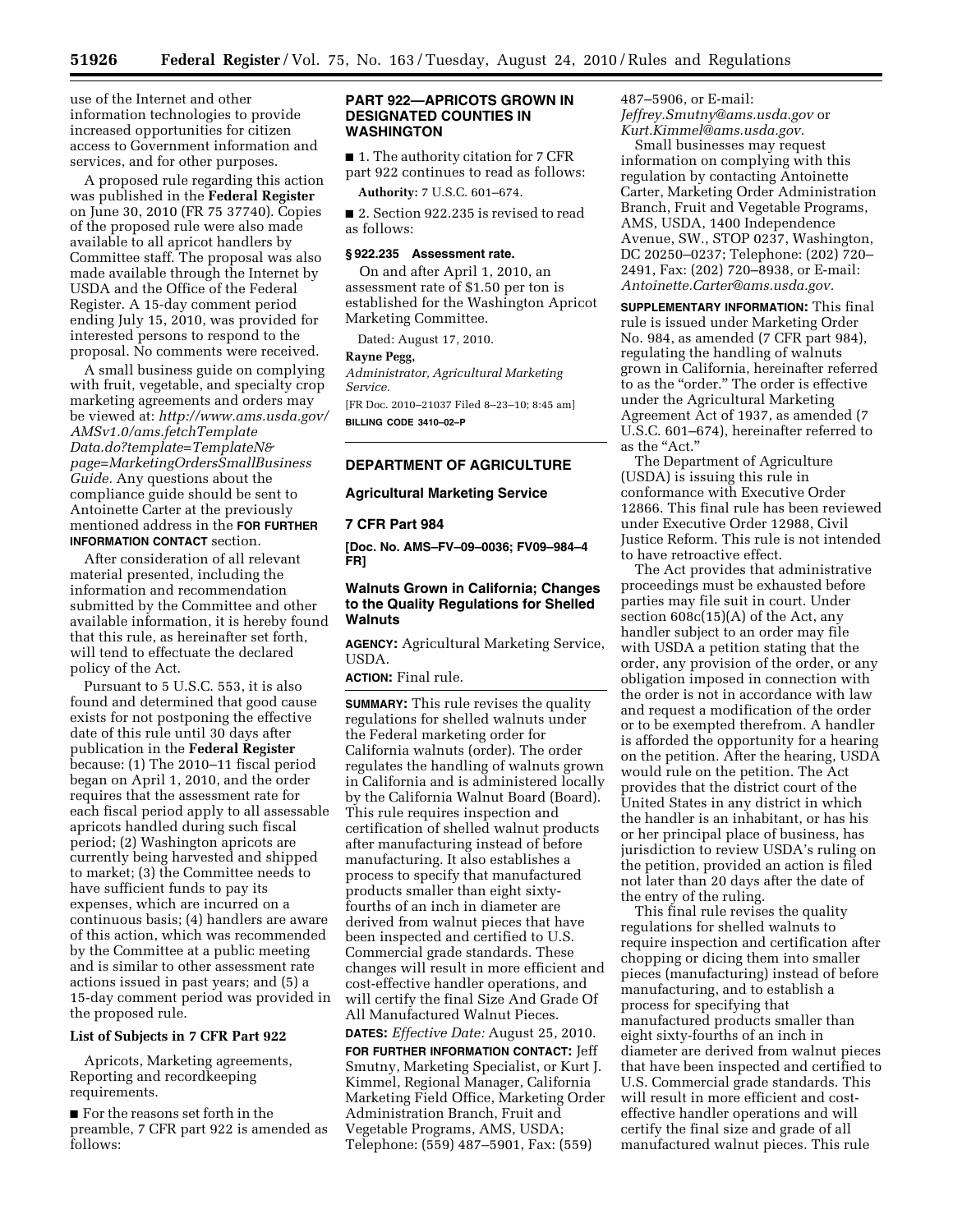use of the Internet and other information technologies to provide increased opportunities for citizen access to Government information and services, and for other purposes.

A proposed rule regarding this action was published in the **Federal Register** on June 30, 2010 (FR 75 37740). Copies of the proposed rule were also made available to all apricot handlers by Committee staff. The proposal was also made available through the Internet by USDA and the Office of the Federal Register. A 15-day comment period ending July 15, 2010, was provided for interested persons to respond to the proposal. No comments were received.

A small business guide on complying with fruit, vegetable, and specialty crop marketing agreements and orders may be viewed at: *http://www.ams.usda.gov/AMSv1.0/ams.fetchTemplateData.do?template=TemplateN&page=MarketingOrdersSmallBusinessGuide.* Any questions about the compliance guide should be sent to Antoinette Carter at the previously mentioned address in the **FOR FURTHER INFORMATION CONTACT** section.

After consideration of all relevant material presented, including the information and recommendation submitted by the Committee and other available information, it is hereby found that this rule, as hereinafter set forth, will tend to effectuate the declared policy of the Act.

Pursuant to 5 U.S.C. 553, it is also found and determined that good cause exists for not postponing the effective date of this rule until 30 days after publication in the **Federal Register** because: (1) The 2010–11 fiscal period began on April 1, 2010, and the order requires that the assessment rate for each fiscal period apply to all assessable apricots handled during such fiscal period; (2) Washington apricots are currently being harvested and shipped to market; (3) the Committee needs to have sufficient funds to pay its expenses, which are incurred on a continuous basis; (4) handlers are aware of this action, which was recommended by the Committee at a public meeting and is similar to other assessment rate actions issued in past years; and (5) a 15-day comment period was provided in the proposed rule.

### List of Subjects in 7 CFR Part 922

Apricots, Marketing agreements, Reporting and recordkeeping requirements.

■ For the reasons set forth in the preamble, 7 CFR part 922 is amended as follows:

## PART 922—APRICOTS GROWN IN DESIGNATED COUNTIES IN WASHINGTON

■ 1. The authority citation for 7 CFR part 922 continues to read as follows:

**Authority:** 7 U.S.C. 601–674.

■ 2. Section 922.235 is revised to read as follows:

### § 922.235 Assessment rate.

On and after April 1, 2010, an assessment rate of $1.50 per ton is established for the Washington Apricot Marketing Committee.

Dated: August 17, 2010.

**Rayne Pegg,**

*Administrator, Agricultural Marketing Service.*

[FR Doc. 2010–21037 Filed 8–23–10; 8:45 am]

**BILLING CODE 3410–02–P**

---

## DEPARTMENT OF AGRICULTURE

### Agricultural Marketing Service

### 7 CFR Part 984

**[Doc. No. AMS–FV–09–0036; FV09–984–4 FR]**

## Walnuts Grown in California; Changes to the Quality Regulations for Shelled Walnuts

**AGENCY:** Agricultural Marketing Service, USDA.

**ACTION:** Final rule.

**SUMMARY:** This rule revises the quality regulations for shelled walnuts under the Federal marketing order for California walnuts (order). The order regulates the handling of walnuts grown in California and is administered locally by the California Walnut Board (Board). This rule requires inspection and certification of shelled walnut products after manufacturing instead of before manufacturing. It also establishes a process to specify that manufactured products smaller than eight sixty-fourths of an inch in diameter are derived from walnut pieces that have been inspected and certified to U.S. Commercial grade standards. These changes will result in more efficient and cost-effective handler operations, and will certify the final Size And Grade Of All Manufactured Walnut Pieces.

**DATES:** *Effective Date:* August 25, 2010.

**FOR FURTHER INFORMATION CONTACT:** Jeff Smutny, Marketing Specialist, or Kurt J. Kimmel, Regional Manager, California Marketing Field Office, Marketing Order Administration Branch, Fruit and Vegetable Programs, AMS, USDA; Telephone: (559) 487–5901, Fax: (559) 487–5906, or E-mail: *Jeffrey.Smutny@ams.usda.gov* or *Kurt.Kimmel@ams.usda.gov.*

Small businesses may request information on complying with this regulation by contacting Antoinette Carter, Marketing Order Administration Branch, Fruit and Vegetable Programs, AMS, USDA, 1400 Independence Avenue, SW., STOP 0237, Washington, DC 20250–0237; Telephone: (202) 720–2491, Fax: (202) 720–8938, or E-mail: *Antoinette.Carter@ams.usda.gov.*

**SUPPLEMENTARY INFORMATION:** This final rule is issued under Marketing Order No. 984, as amended (7 CFR part 984), regulating the handling of walnuts grown in California, hereinafter referred to as the "order." The order is effective under the Agricultural Marketing Agreement Act of 1937, as amended (7 U.S.C. 601–674), hereinafter referred to as the "Act."

The Department of Agriculture (USDA) is issuing this rule in conformance with Executive Order 12866. This final rule has been reviewed under Executive Order 12988, Civil Justice Reform. This rule is not intended to have retroactive effect.

The Act provides that administrative proceedings must be exhausted before parties may file suit in court. Under section 608c(15)(A) of the Act, any handler subject to an order may file with USDA a petition stating that the order, any provision of the order, or any obligation imposed in connection with the order is not in accordance with law and request a modification of the order or to be exempted therefrom. A handler is afforded the opportunity for a hearing on the petition. After the hearing, USDA would rule on the petition. The Act provides that the district court of the United States in any district in which the handler is an inhabitant, or has his or her principal place of business, has jurisdiction to review USDA's ruling on the petition, provided an action is filed not later than 20 days after the date of the entry of the ruling.

This final rule revises the quality regulations for shelled walnuts to require inspection and certification after chopping or dicing them into smaller pieces (manufacturing) instead of before manufacturing, and to establish a process for specifying that manufactured products smaller than eight sixty-fourths of an inch in diameter are derived from walnut pieces that have been inspected and certified to U.S. Commercial grade standards. This will result in more efficient and cost-effective handler operations and will certify the final size and grade of all manufactured walnut pieces. This rule